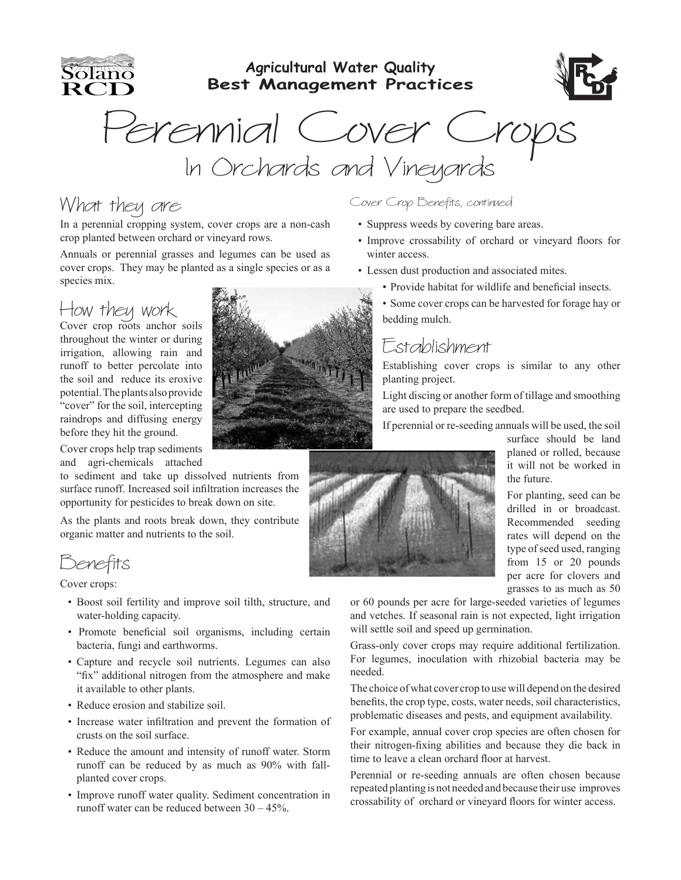Agricultural Water Quality
**Best Management Practices**

# Perennial Cover Crops

## In Orchards and Vineyards

## What they are

In a perennial cropping system, cover crops are a non-cash crop planted between orchard or vineyard rows.

Annuals or perennial grasses and legumes can be used as cover crops. They may be planted as a single species or as a species mix.

## How they work

Cover crop roots anchor soils throughout the winter or during irrigation, allowing rain and runoff to better percolate into the soil and reduce its eroxive potential. The plants also provide "cover" for the soil, intercepting raindrops and diffusing energy before they hit the ground.

Cover crops help trap sediments and agri-chemicals attached to sediment and take up dissolved nutrients from surface runoff. Increased soil infiltration increases the opportunity for pesticides to break down on site.

As the plants and roots break down, they contribute organic matter and nutrients to the soil.

## Benefits

Cover crops:

- Boost soil fertility and improve soil tilth, structure, and water-holding capacity.
- Promote beneficial soil organisms, including certain bacteria, fungi and earthworms.
- Capture and recycle soil nutrients. Legumes can also "fix" additional nitrogen from the atmosphere and make it available to other plants.
- Reduce erosion and stabilize soil.
- Increase water infiltration and prevent the formation of crusts on the soil surface.
- Reduce the amount and intensity of runoff water. Storm runoff can be reduced by as much as 90% with fall-planted cover crops.
- Improve runoff water quality. Sediment concentration in runoff water can be reduced between 30 – 45%.

*Cover Crop Benefits, continued*

- Suppress weeds by covering bare areas.
- Improve crossability of orchard or vineyard floors for winter access.
- Lessen dust production and associated mites.
- Provide habitat for wildlife and beneficial insects.
- Some cover crops can be harvested for forage hay or bedding mulch.

## Establishment

Establishing cover crops is similar to any other planting project.

Light discing or another form of tillage and smoothing are used to prepare the seedbed.

If perennial or re-seeding annuals will be used, the soil surface should be land planed or rolled, because it will not be worked in the future.

For planting, seed can be drilled in or broadcast. Recommended seeding rates will depend on the type of seed used, ranging from 15 or 20 pounds per acre for clovers and grasses to as much as 50 or 60 pounds per acre for large-seeded varieties of legumes and vetches. If seasonal rain is not expected, light irrigation will settle soil and speed up germination.

Grass-only cover crops may require additional fertilization. For legumes, inoculation with rhizobial bacteria may be needed.

The choice of what cover crop to use will depend on the desired benefits, the crop type, costs, water needs, soil characteristics, problematic diseases and pests, and equipment availability.

For example, annual cover crop species are often chosen for their nitrogen-fixing abilities and because they die back in time to leave a clean orchard floor at harvest.

Perennial or re-seeding annuals are often chosen because repeated planting is not needed and because their use improves crossability of orchard or vineyard floors for winter access.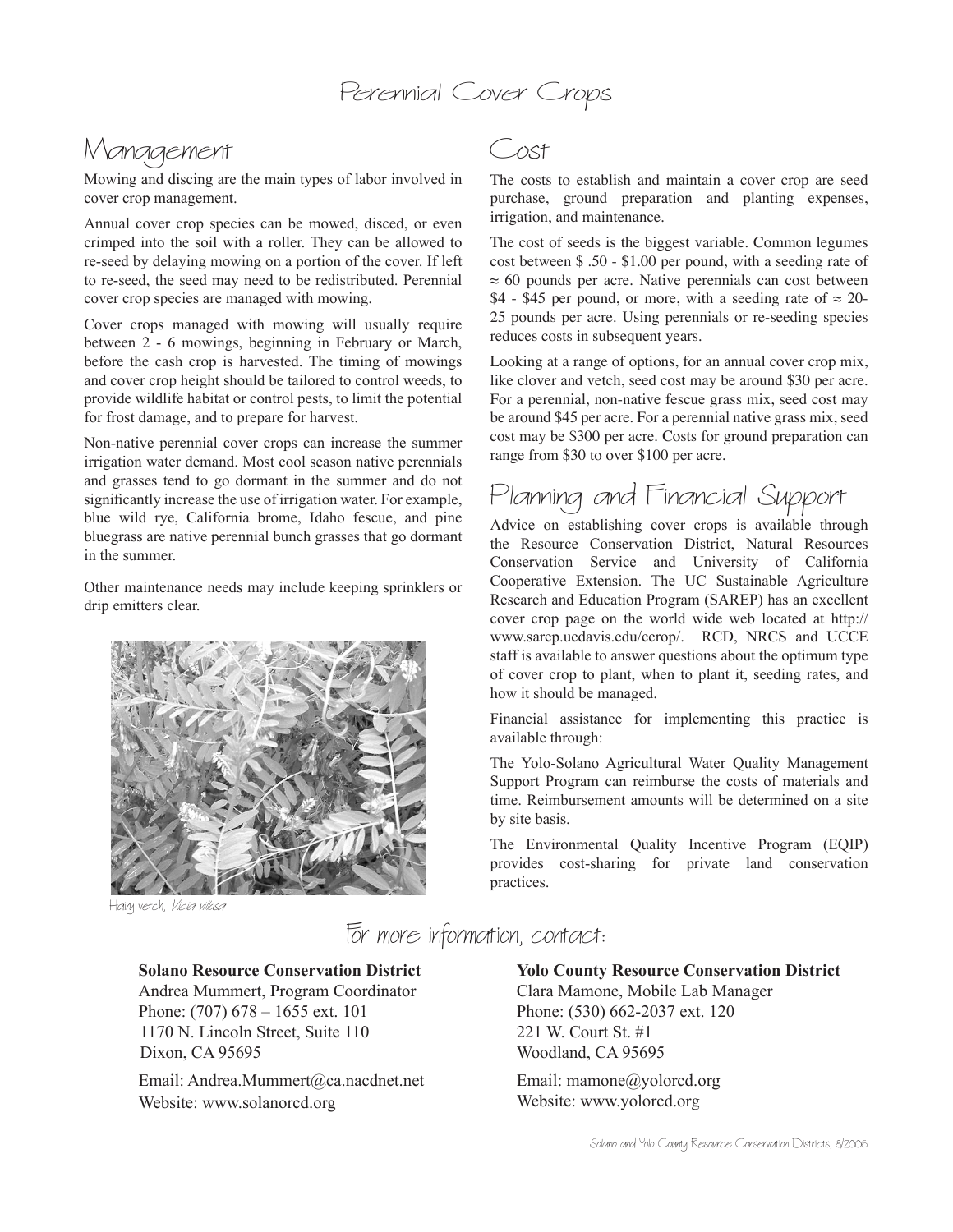# Perennial Cover Crops

## Management

Mowing and discing are the main types of labor involved in cover crop management.

Annual cover crop species can be mowed, disced, or even crimped into the soil with a roller. They can be allowed to re-seed by delaying mowing on a portion of the cover. If left to re-seed, the seed may need to be redistributed. Perennial cover crop species are managed with mowing.

Cover crops managed with mowing will usually require between 2 - 6 mowings, beginning in February or March, before the cash crop is harvested. The timing of mowings and cover crop height should be tailored to control weeds, to provide wildlife habitat or control pests, to limit the potential for frost damage, and to prepare for harvest.

Non-native perennial cover crops can increase the summer irrigation water demand. Most cool season native perennials and grasses tend to go dormant in the summer and do not significantly increase the use of irrigation water. For example, blue wild rye, California brome, Idaho fescue, and pine bluegrass are native perennial bunch grasses that go dormant in the summer.

Other maintenance needs may include keeping sprinklers or drip emitters clear.

Hairy vetch, *Vicia villosa*

## Cost

The costs to establish and maintain a cover crop are seed purchase, ground preparation and planting expenses, irrigation, and maintenance.

The cost of seeds is the biggest variable. Common legumes cost between $ .50 - $1.00 per pound, with a seeding rate of ≈ 60 pounds per acre. Native perennials can cost between $4 - $45 per pound, or more, with a seeding rate of ≈ 20-25 pounds per acre. Using perennials or re-seeding species reduces costs in subsequent years.

Looking at a range of options, for an annual cover crop mix, like clover and vetch, seed cost may be around $30 per acre. For a perennial, non-native fescue grass mix, seed cost may be around $45 per acre. For a perennial native grass mix, seed cost may be $300 per acre. Costs for ground preparation can range from $30 to over $100 per acre.

## Planning and Financial Support

Advice on establishing cover crops is available through the Resource Conservation District, Natural Resources Conservation Service and University of California Cooperative Extension. The UC Sustainable Agriculture Research and Education Program (SAREP) has an excellent cover crop page on the world wide web located at http://www.sarep.ucdavis.edu/ccrop/. RCD, NRCS and UCCE staff is available to answer questions about the optimum type of cover crop to plant, when to plant it, seeding rates, and how it should be managed.

Financial assistance for implementing this practice is available through:

The Yolo-Solano Agricultural Water Quality Management Support Program can reimburse the costs of materials and time. Reimbursement amounts will be determined on a site by site basis.

The Environmental Quality Incentive Program (EQIP) provides cost-sharing for private land conservation practices.

## For more information, contact:

**Solano Resource Conservation District**
Andrea Mummert, Program Coordinator
Phone: (707) 678 – 1655 ext. 101
1170 N. Lincoln Street, Suite 110
Dixon, CA 95695

Email: Andrea.Mummert@ca.nacdnet.net
Website: www.solanorcd.org

**Yolo County Resource Conservation District**
Clara Mamone, Mobile Lab Manager
Phone: (530) 662-2037 ext. 120
221 W. Court St. #1
Woodland, CA 95695

Email: mamone@yolorcd.org
Website: www.yolorcd.org

Solano and Yolo County Resource Conservation Districts, 8/2006